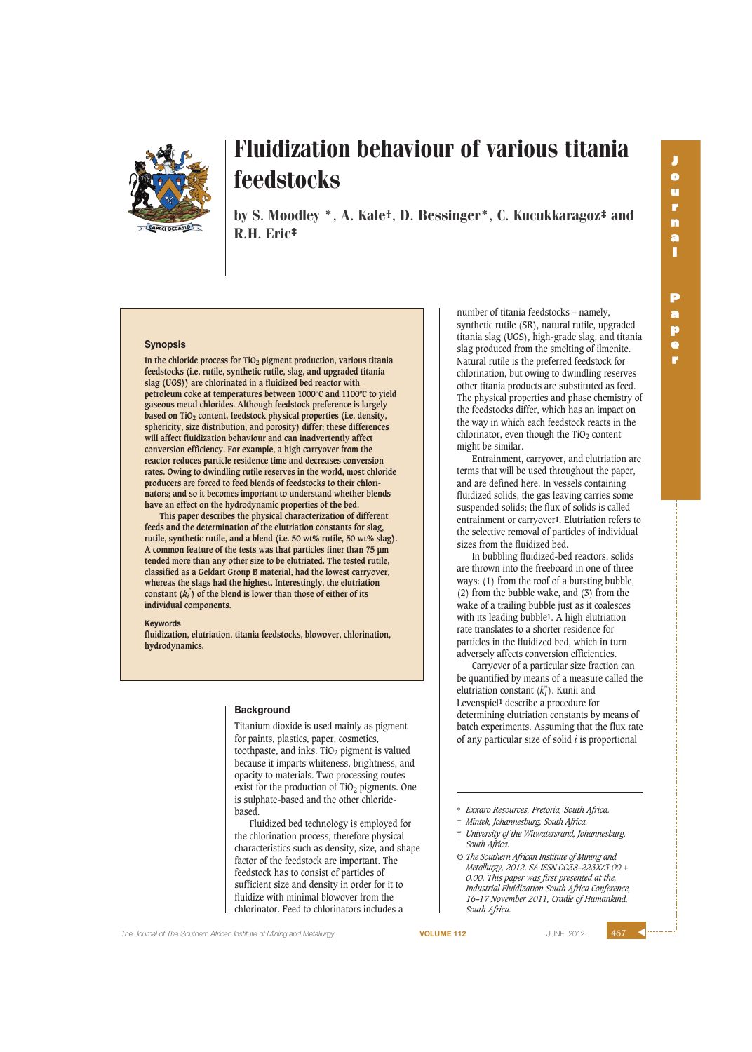# Fluidization behaviour of various titania feedstocks

by S. Moodley *, A. Kale†, D. Bessinger*, C. Kucukkaragoz‡ and R.H. Eric‡

### Synopsis

In the chloride process for $TiO_2$ pigment production, various titania feedstocks (i.e. rutile, synthetic rutile, slag, and upgraded titania slag (UGS)) are chlorinated in a fluidized bed reactor with petroleum coke at temperatures between 1000°C and 1100°C to yield gaseous metal chlorides. Although feedstock preference is largely based on $TiO_2$ content, feedstock physical properties (i.e. density, sphericity, size distribution, and porosity) differ; these differences will affect fluidization behaviour and can inadvertently affect conversion efficiency. For example, a high carryover from the reactor reduces particle residence time and decreases conversion rates. Owing to dwindling rutile reserves in the world, most chloride producers are forced to feed blends of feedstocks to their chlorinators; and so it becomes important to understand whether blends have an effect on the hydrodynamic properties of the bed.

This paper describes the physical characterization of different feeds and the determination of the elutriation constants for slag, rutile, synthetic rutile, and a blend (i.e. 50 wt% rutile, 50 wt% slag). A common feature of the tests was that particles finer than 75 µm tended more than any other size to be elutriated. The tested rutile, classified as a Geldart Group B material, had the lowest carryover, whereas the slags had the highest. Interestingly, the elutriation constant ($k_i^*$) of the blend is lower than those of either of its individual components.

#### Keywords

fluidization, elutriation, titania feedstocks, blowover, chlorination, hydrodynamics.

### Background

Titanium dioxide is used mainly as pigment for paints, plastics, paper, cosmetics, toothpaste, and inks. $TiO_2$ pigment is valued because it imparts whiteness, brightness, and opacity to materials. Two processing routes exist for the production of $TiO_2$ pigments. One is sulphate-based and the other chloride-based.

Fluidized bed technology is employed for the chlorination process, therefore physical characteristics such as density, size, and shape factor of the feedstock are important. The feedstock has to consist of particles of sufficient size and density in order for it to fluidize with minimal blowover from the chlorinator. Feed to chlorinators includes a number of titania feedstocks – namely, synthetic rutile (SR), natural rutile, upgraded titania slag (UGS), high-grade slag, and titania slag produced from the smelting of ilmenite. Natural rutile is the preferred feedstock for chlorination, but owing to dwindling reserves other titania products are substituted as feed. The physical properties and phase chemistry of the feedstocks differ, which has an impact on the way in which each feedstock reacts in the chlorinator, even though the $TiO_2$ content might be similar.

Entrainment, carryover, and elutriation are terms that will be used throughout the paper, and are defined here. In vessels containing fluidized solids, the gas leaving carries some suspended solids; the flux of solids is called entrainment or carryover[1]. Elutriation refers to the selective removal of particles of individual sizes from the fluidized bed.

In bubbling fluidized-bed reactors, solids are thrown into the freeboard in one of three ways: (1) from the roof of a bursting bubble, (2) from the bubble wake, and (3) from the wake of a trailing bubble just as it coalesces with its leading bubble[1]. A high elutriation rate translates to a shorter residence for particles in the fluidized bed, which in turn adversely affects conversion efficiencies.

Carryover of a particular size fraction can be quantified by means of a measure called the elutriation constant ($k_i^*$). Kunii and Levenspiel[1] describe a procedure for determining elutriation constants by means of batch experiments. Assuming that the flux rate of any particular size of solid $i$ is proportional

---

\* *Exxaro Resources, Pretoria, South Africa.*

† *Mintek, Johannesburg, South Africa.*

‡ *University of the Witwatersrand, Johannesburg, South Africa.*

© *The Southern African Institute of Mining and Metallurgy, 2012. SA ISSN 0038–223X/3.00 + 0.00. This paper was first presented at the, Industrial Fluidization South Africa Conference, 16–17 November 2011, Cradle of Humankind, South Africa.*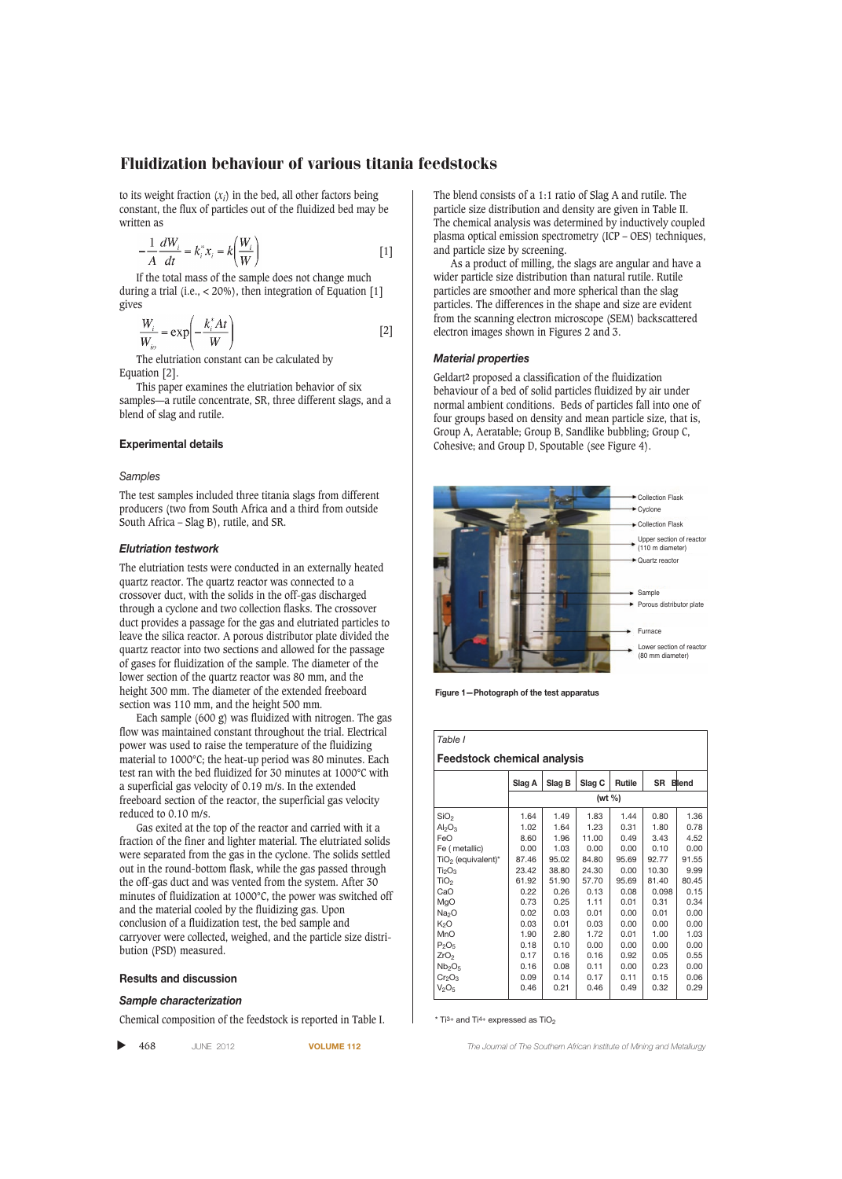to its weight fraction ($x_i$) in the bed, all other factors being constant, the flux of particles out of the fluidized bed may be written as

$$-\frac{1}{A}\frac{dW_i}{dt} = k_i^* x_i = k\left(\frac{W_i}{W}\right) \quad [1]$$

If the total mass of the sample does not change much during a trial (i.e., < 20%), then integration of Equation [1] gives

$$\frac{W_i}{W_{io}} = \exp\left(-\frac{k_i^* A t}{W}\right) \quad [2]$$

The elutriation constant can be calculated by Equation [2].

This paper examines the elutriation behavior of six samples—a rutile concentrate, SR, three different slags, and a blend of slag and rutile.

## Experimental details

### *Samples*

The test samples included three titania slags from different producers (two from South Africa and a third from outside South Africa – Slag B), rutile, and SR.

### *Elutriation testwork*

The elutriation tests were conducted in an externally heated quartz reactor. The quartz reactor was connected to a crossover duct, with the solids in the off-gas discharged through a cyclone and two collection flasks. The crossover duct provides a passage for the gas and elutriated particles to leave the silica reactor. A porous distributor plate divided the quartz reactor into two sections and allowed for the passage of gases for fluidization of the sample. The diameter of the lower section of the quartz reactor was 80 mm, and the height 300 mm. The diameter of the extended freeboard section was 110 mm, and the height 500 mm.

Each sample (600 g) was fluidized with nitrogen. The gas flow was maintained constant throughout the trial. Electrical power was used to raise the temperature of the fluidizing material to 1000°C; the heat-up period was 80 minutes. Each test ran with the bed fluidized for 30 minutes at 1000°C with a superficial gas velocity of 0.19 m/s. In the extended freeboard section of the reactor, the superficial gas velocity reduced to 0.10 m/s.

Gas exited at the top of the reactor and carried with it a fraction of the finer and lighter material. The elutriated particles were separated from the gas in the cyclone. The solids settled out in the round-bottom flask, while the gas passed through the off-gas duct and was vented from the system. After 30 minutes of fluidization at 1000°C, the power was switched off and the material cooled by the fluidizing gas. Upon conclusion of a fluidization test, the bed sample and carryover were collected, weighed, and the particle size distribution (PSD) measured.

## Results and discussion

### *Sample characterization*

Chemical composition of the feedstock is reported in Table I. The blend consists of a 1:1 ratio of Slag A and rutile. The particle size distribution and density are given in Table II. The chemical analysis was determined by inductively coupled plasma optical emission spectrometry (ICP – OES) techniques, and particle size by screening.

As a product of milling, the slags are angular and have a wider particle size distribution than natural rutile. Rutile particles are smoother and more spherical than the slag particles. The differences in the shape and size are evident from the scanning electron microscope (SEM) backscattered electron images shown in Figures 2 and 3.

### *Material properties*

Geldart[2] proposed a classification of the fluidization behaviour of a bed of solid particles fluidized by air under normal ambient conditions. Beds of particles fall into one of four groups based on density and mean particle size, that is, Group A, Aeratable; Group B, Sandlike bubbling; Group C, Cohesive; and Group D, Spoutable (see Figure 4).

Collection Flask
Cyclone
Collection Flask
Upper section of reactor (110 m diameter)
Quartz reactor
Sample
Porous distributor plate
Furnace
Lower section of reactor (80 mm diameter)

Figure 1—Photograph of the test apparatus

*Table I*

**Feedstock chemical analysis**

| | Slag A | Slag B | Slag C | Rutile | SR | Blend |
|---|---|---|---|---|---|---|
| | (wt %) | | | | | |
| $SiO_2$ | 1.64 | 1.49 | 1.83 | 1.44 | 0.80 | 1.36 |
| $Al_2O_3$ | 1.02 | 1.64 | 1.23 | 0.31 | 1.80 | 0.78 |
| FeO | 8.60 | 1.96 | 11.00 | 0.49 | 3.43 | 4.52 |
| Fe ( metallic) | 0.00 | 1.03 | 0.00 | 0.00 | 0.10 | 0.00 |
| $TiO_2$ (equivalent)* | 87.46 | 95.02 | 84.80 | 95.69 | 92.77 | 91.55 |
| $Ti_2O_3$ | 23.42 | 38.80 | 24.30 | 0.00 | 10.30 | 9.99 |
| $TiO_2$ | 61.92 | 51.90 | 57.70 | 95.69 | 81.40 | 80.45 |
| CaO | 0.22 | 0.26 | 0.13 | 0.08 | 0.098 | 0.15 |
| MgO | 0.73 | 0.25 | 1.11 | 0.01 | 0.31 | 0.34 |
| $Na_2O$ | 0.02 | 0.03 | 0.01 | 0.01 | 0.01 | 0.00 |
| $K_2O$ | 0.03 | 0.01 | 0.03 | 0.00 | 0.00 | 0.00 |
| MnO | 1.90 | 2.80 | 1.72 | 0.01 | 1.00 | 1.03 |
| $P_2O_5$ | 0.18 | 0.10 | 0.00 | 0.00 | 0.00 | 0.00 |
| $ZrO_2$ | 0.17 | 0.16 | 0.16 | 0.92 | 0.05 | 0.55 |
| $Nb_2O_5$ | 0.16 | 0.08 | 0.11 | 0.00 | 0.23 | 0.00 |
| $Cr_2O_3$ | 0.09 | 0.14 | 0.17 | 0.11 | 0.15 | 0.06 |
| $V_2O_5$ | 0.46 | 0.21 | 0.46 | 0.49 | 0.32 | 0.29 |

* $Ti^{3+}$ and $Ti^{4+}$ expressed as $TiO_2$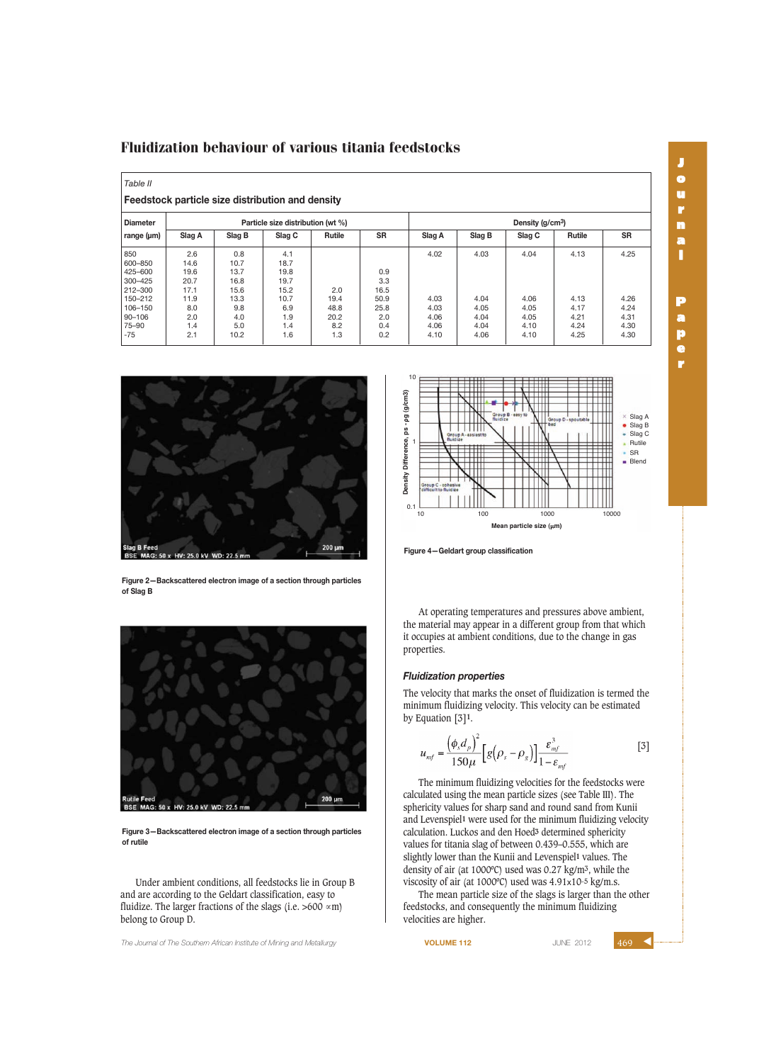# Fluidization behaviour of various titania feedstocks

*Table II*

**Feedstock particle size distribution and density**

| Diameter range (µm) | Particle size distribution (wt %) | | | | | Density (g/cm³) | | | | |
|---|---|---|---|---|---|---|---|---|---|---|
| | Slag A | Slag B | Slag C | Rutile | SR | Slag A | Slag B | Slag C | Rutile | SR |
| 850 | 2.6 | 0.8 | 4.1 | | | 4.02 | 4.03 | 4.04 | 4.13 | 4.25 |
| 600–850 | 14.6 | 10.7 | 18.7 | | | | | | | |
| 425–600 | 19.6 | 13.7 | 19.8 | | 0.9 | | | | | |
| 300–425 | 20.7 | 16.8 | 19.7 | | 3.3 | | | | | |
| 212–300 | 17.1 | 15.6 | 15.2 | 2.0 | 16.5 | | | | | |
| 150–212 | 11.9 | 13.3 | 10.7 | 19.4 | 50.9 | 4.03 | 4.04 | 4.06 | 4.13 | 4.26 |
| 106–150 | 8.0 | 9.8 | 6.9 | 48.8 | 25.8 | 4.03 | 4.05 | 4.05 | 4.17 | 4.24 |
| 90–106 | 2.0 | 4.0 | 1.9 | 20.2 | 2.0 | 4.06 | 4.04 | 4.05 | 4.21 | 4.31 |
| 75–90 | 1.4 | 5.0 | 1.4 | 8.2 | 0.4 | 4.06 | 4.04 | 4.10 | 4.24 | 4.30 |
| -75 | 2.1 | 10.2 | 1.6 | 1.3 | 0.2 | 4.10 | 4.06 | 4.10 | 4.25 | 4.30 |

Figure 2—Backscattered electron image of a section through particles of Slag B

Figure 3—Backscattered electron image of a section through particles of rutile

Figure 4—Geldart group classification

Under ambient conditions, all feedstocks lie in Group B and are according to the Geldart classification, easy to fluidize. The larger fractions of the slags (i.e. >600 µm) belong to Group D.

At operating temperatures and pressures above ambient, the material may appear in a different group from that which it occupies at ambient conditions, due to the change in gas properties.

### *Fluidization properties*

The velocity that marks the onset of fluidization is termed the minimum fluidizing velocity. This velocity can be estimated by Equation [3][1].

$$u_{mf} = \frac{(\phi_s d_p)^2}{150\mu}\left[g(\rho_s - \rho_g)\right]\frac{\varepsilon_{mf}^3}{1-\varepsilon_{mf}} \qquad [3]$$

The minimum fluidizing velocities for the feedstocks were calculated using the mean particle sizes (see Table III). The sphericity values for sharp sand and round sand from Kunii and Levenspiel[1] were used for the minimum fluidizing velocity calculation. Luckos and den Hoed[3] determined sphericity values for titania slag of between 0.439–0.555, which are slightly lower than the Kunii and Levenspiel[1] values. The density of air (at 1000°C) used was 0.27 kg/m³, while the viscosity of air (at 1000°C) used was $4.91 \times 10^{-5}$ kg/m.s.

The mean particle size of the slags is larger than the other feedstocks, and consequently the minimum fluidizing velocities are higher.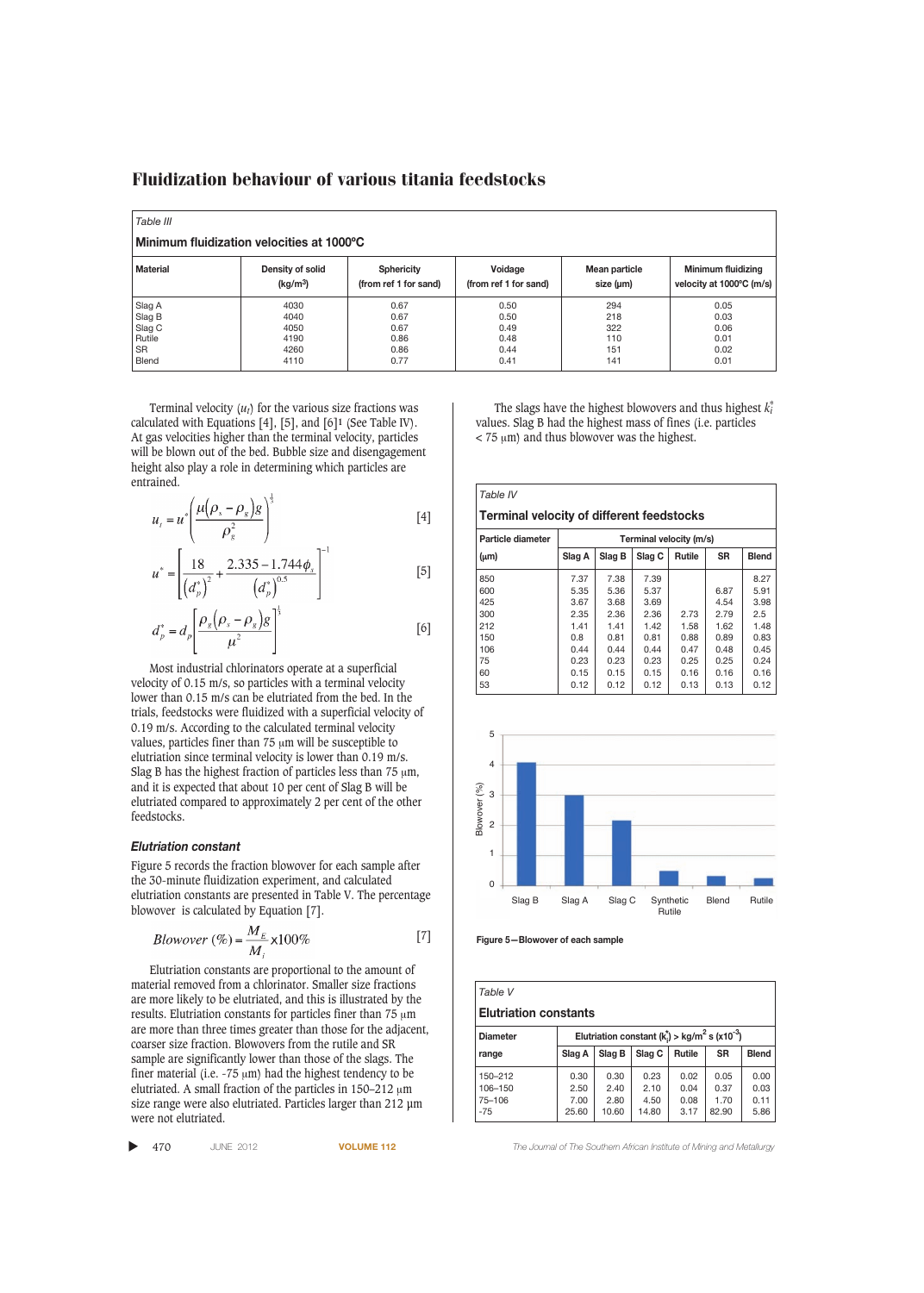Table III

**Minimum fluidization velocities at 1000°C**

| Material | Density of solid (kg/m³) | Sphericity (from ref 1 for sand) | Voidage (from ref 1 for sand) | Mean particle size (μm) | Minimum fluidizing velocity at 1000°C (m/s) |
|---|---|---|---|---|---|
| Slag A | 4030 | 0.67 | 0.50 | 294 | 0.05 |
| Slag B | 4040 | 0.67 | 0.50 | 218 | 0.03 |
| Slag C | 4050 | 0.67 | 0.49 | 322 | 0.06 |
| Rutile | 4190 | 0.86 | 0.48 | 110 | 0.01 |
| SR | 4260 | 0.86 | 0.44 | 151 | 0.02 |
| Blend | 4110 | 0.77 | 0.41 | 141 | 0.01 |

Terminal velocity ($u_t$) for the various size fractions was calculated with Equations [4], [5], and [6][1] (See Table IV). At gas velocities higher than the terminal velocity, particles will be blown out of the bed. Bubble size and disengagement height also play a role in determining which particles are entrained.

$$u_t = u^* \left( \frac{\mu(\rho_s - \rho_g)g}{\rho_g^2} \right)^{\frac{1}{3}} \quad [4]$$

$$u^* = \left[ \frac{18}{(d_p^*)^2} + \frac{2.335 - 1.744\phi_s}{(d_p^*)^{0.5}} \right]^{-1} \quad [5]$$

$$d_p^* = d_p \left[ \frac{\rho_g(\rho_s - \rho_g)g}{\mu^2} \right]^{\frac{1}{3}} \quad [6]$$

Most industrial chlorinators operate at a superficial velocity of 0.15 m/s, so particles with a terminal velocity lower than 0.15 m/s can be elutriated from the bed. In the trials, feedstocks were fluidized with a superficial velocity of 0.19 m/s. According to the calculated terminal velocity values, particles finer than 75 μm will be susceptible to elutriation since terminal velocity is lower than 0.19 m/s. Slag B has the highest fraction of particles less than 75 μm, and it is expected that about 10 per cent of Slag B will be elutriated compared to approximately 2 per cent of the other feedstocks.

### *Elutriation constant*

Figure 5 records the fraction blowover for each sample after the 30-minute fluidization experiment, and calculated elutriation constants are presented in Table V. The percentage blowover is calculated by Equation [7].

$$Blowover\ (\%) = \frac{M_E}{M_i} \times 100\% \quad [7]$$

Elutriation constants are proportional to the amount of material removed from a chlorinator. Smaller size fractions are more likely to be elutriated, and this is illustrated by the results. Elutriation constants for particles finer than 75 μm are more than three times greater than those for the adjacent, coarser size fraction. Blowovers from the rutile and SR sample are significantly lower than those of the slags. The finer material (i.e. -75 μm) had the highest tendency to be elutriated. A small fraction of the particles in 150–212 μm size range were also elutriated. Particles larger than 212 μm were not elutriated.

The slags have the highest blowovers and thus highest $k_i^*$ values. Slag B had the highest mass of fines (i.e. particles < 75 μm) and thus blowover was the highest.

Table IV

**Terminal velocity of different feedstocks**

| Particle diameter (μm) | Terminal velocity (m/s) Slag A | Slag B | Slag C | Rutile | SR | Blend |
|---|---|---|---|---|---|---|
| 850 | 7.37 | 7.38 | 7.39 | | | 8.27 |
| 600 | 5.35 | 5.36 | 5.37 | | 6.87 | 5.91 |
| 425 | 3.67 | 3.68 | 3.69 | | 4.54 | 3.98 |
| 300 | 2.35 | 2.36 | 2.36 | 2.73 | 2.79 | 2.5 |
| 212 | 1.41 | 1.41 | 1.42 | 1.58 | 1.62 | 1.48 |
| 150 | 0.8 | 0.81 | 0.81 | 0.88 | 0.89 | 0.83 |
| 106 | 0.44 | 0.44 | 0.44 | 0.47 | 0.48 | 0.45 |
| 75 | 0.23 | 0.23 | 0.23 | 0.25 | 0.25 | 0.24 |
| 60 | 0.15 | 0.15 | 0.15 | 0.16 | 0.16 | 0.16 |
| 53 | 0.12 | 0.12 | 0.12 | 0.13 | 0.13 | 0.12 |

Figure 5—Blowover of each sample

Table V

**Elutriation constants**

| Diameter range | Elutriation constant ($k_i^*$) > kg/m² s (x10⁻³) Slag A | Slag B | Slag C | Rutile | SR | Blend |
|---|---|---|---|---|---|---|
| 150–212 | 0.30 | 0.30 | 0.23 | 0.02 | 0.05 | 0.00 |
| 106–150 | 2.50 | 2.40 | 2.10 | 0.04 | 0.37 | 0.03 |
| 75–106 | 7.00 | 2.80 | 4.50 | 0.08 | 1.70 | 0.11 |
| -75 | 25.60 | 10.60 | 14.80 | 3.17 | 82.90 | 5.86 |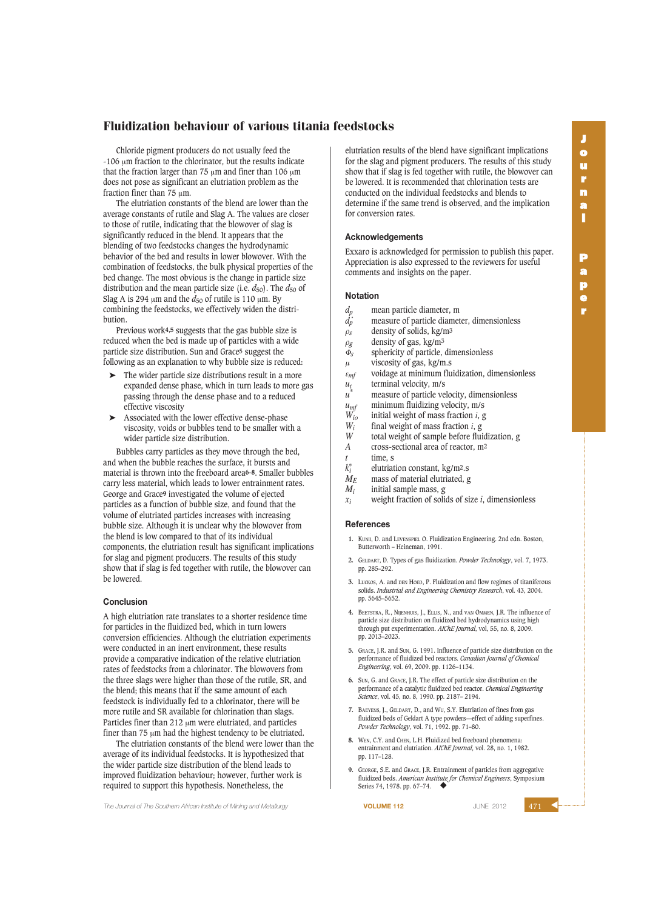Chloride pigment producers do not usually feed the -106 μm fraction to the chlorinator, but the results indicate that the fraction larger than 75 μm and finer than 106 μm does not pose as significant an elutriation problem as the fraction finer than 75 μm.

The elutriation constants of the blend are lower than the average constants of rutile and Slag A. The values are closer to those of rutile, indicating that the blowover of slag is significantly reduced in the blend. It appears that the blending of two feedstocks changes the hydrodynamic behavior of the bed and results in lower blowover. With the combination of feedstocks, the bulk physical properties of the bed change. The most obvious is the change in particle size distribution and the mean particle size (i.e. $d_{50}$). The $d_{50}$ of Slag A is 294 μm and the $d_{50}$ of rutile is 110 μm. By combining the feedstocks, we effectively widen the distribution.

Previous work[4,5] suggests that the gas bubble size is reduced when the bed is made up of particles with a wide particle size distribution. Sun and Grace[5] suggest the following as an explanation to why bubble size is reduced:

- The wider particle size distributions result in a more expanded dense phase, which in turn leads to more gas passing through the dense phase and to a reduced effective viscosity
- Associated with the lower effective dense-phase viscosity, voids or bubbles tend to be smaller with a wider particle size distribution.

Bubbles carry particles as they move through the bed, and when the bubble reaches the surface, it bursts and material is thrown into the freeboard area[6–8]. Smaller bubbles carry less material, which leads to lower entrainment rates. George and Grace[9] investigated the volume of ejected particles as a function of bubble size, and found that the volume of elutriated particles increases with increasing bubble size. Although it is unclear why the blowover from the blend is low compared to that of its individual components, the elutriation result has significant implications for slag and pigment producers. The results of this study show that if slag is fed together with rutile, the blowover can be lowered.

## Conclusion

A high elutriation rate translates to a shorter residence time for particles in the fluidized bed, which in turn lowers conversion efficiencies. Although the elutriation experiments were conducted in an inert environment, these results provide a comparative indication of the relative elutriation rates of feedstocks from a chlorinator. The blowovers from the three slags were higher than those of the rutile, SR, and the blend; this means that if the same amount of each feedstock is individually fed to a chlorinator, there will be more rutile and SR available for chlorination than slags. Particles finer than 212 μm were elutriated, and particles finer than 75 μm had the highest tendency to be elutriated.

The elutriation constants of the blend were lower than the average of its individual feedstocks. It is hypothesized that the wider particle size distribution of the blend leads to improved fluidization behaviour; however, further work is required to support this hypothesis. Nonetheless, the elutriation results of the blend have significant implications for the slag and pigment producers. The results of this study show that if slag is fed together with rutile, the blowover can be lowered. It is recommended that chlorination tests are conducted on the individual feedstocks and blends to determine if the same trend is observed, and the implication for conversion rates.

## Acknowledgements

Exxaro is acknowledged for permission to publish this paper. Appreciation is also expressed to the reviewers for useful comments and insights on the paper.

## Notation

| | |
|---|---|
| $d_p$ | mean particle diameter, m |
| $d_p^*$ | measure of particle diameter, dimensionless |
| $\rho_s$ | density of solids, kg/m³ |
| $\rho_g$ | density of gas, kg/m³ |
| $\Phi_s$ | sphericity of particle, dimensionless |
| $\mu$ | viscosity of gas, kg/m.s |
| $\varepsilon_{mf}$ | voidage at minimum fluidization, dimensionless |
| $u_t$ | terminal velocity, m/s |
| $u^*$ | measure of particle velocity, dimensionless |
| $u_{mf}$ | minimum fluidizing velocity, m/s |
| $W_{io}$ | initial weight of mass fraction $i$, g |
| $W_i$ | final weight of mass fraction $i$, g |
| $W$ | total weight of sample before fluidization, g |
| $A$ | cross-sectional area of reactor, m² |
| $t$ | time, s |
| $k_i^*$ | elutriation constant, kg/m².s |
| $M_E$ | mass of material elutriated, g |
| $M_i$ | initial sample mass, g |
| $x_i$ | weight fraction of solids of size $i$, dimensionless |

## References

1. Kunii, D. and Levenspiel O. Fluidization Engineering. 2nd edn. Boston, Butterworth – Heineman, 1991.
2. Geldart, D. Types of gas fluidization. *Powder Technology*, vol. 7, 1973. pp. 285–292.
3. Luckos, A. and den Hoed, P. Fluidization and flow regimes of titaniferous solids. *Industrial and Engineering Chemistry Research*, vol. 43, 2004. pp. 5645–5652.
4. Beetstra, R., Nijenhuis, J., Ellis, N., and van Ommen, J.R. The influence of particle size distribution on fluidized bed hydrodynamics using high through put experimentation. *AIChE Journal*, vol, 55, no. 8, 2009. pp. 2013–2023.
5. Grace, J.R. and Sun, G. 1991. Influence of particle size distribution on the performance of fluidized bed reactors. *Canadian Journal of Chemical Engineering*, vol. 69, 2009. pp. 1126–1134.
6. Sun, G. and Grace, J.R. The effect of particle size distribution on the performance of a catalytic fluidized bed reactor. *Chemical Engineering Science*, vol. 45, no. 8, 1990. pp. 2187– 2194.
7. Baeyens, J., Geldart, D., and Wu, S.Y. Elutriation of fines from gas fluidized beds of Geldart A type powders—effect of adding superfines. *Powder Technology*, vol. 71, 1992. pp. 71–80.
8. Wen, C.Y. and Chen, L.H. Fluidized bed freeboard phenomena: entrainment and elutriation. *AIChE Journal*, vol. 28, no. 1, 1982. pp. 117–128.
9. George, S.E. and Grace, J.R. Entrainment of particles from aggregative fluidized beds. *American Institute for Chemical Engineers*, Symposium Series 74, 1978. pp. 67–74. ◆